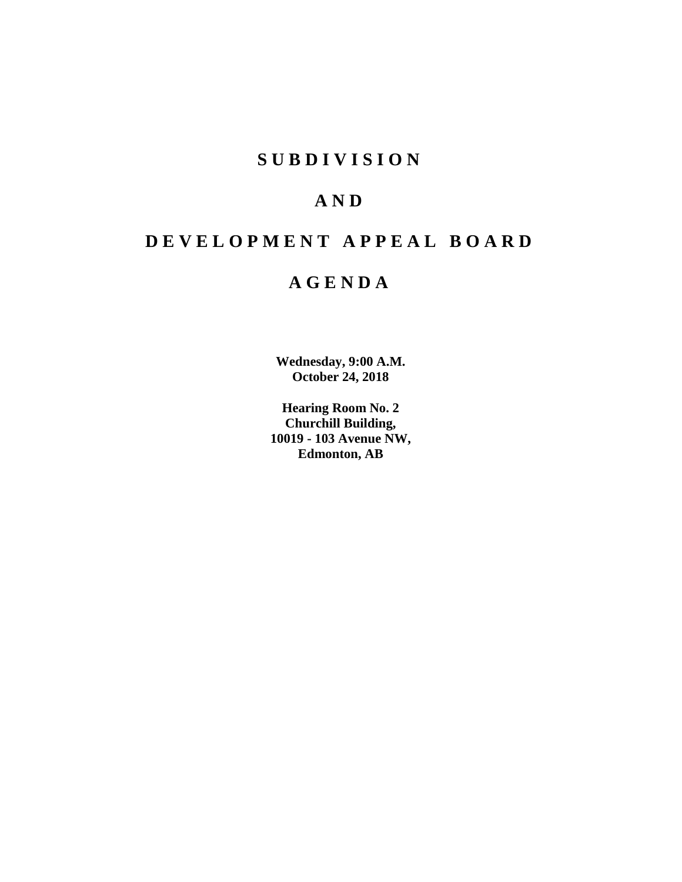# S U B D I V I S I O N

# A N D

# D E V E L O P M E N T   A P P E A L   B O A R D

# A G E N D A

**Wednesday, 9:00 A.M.**
**October 24, 2018**

**Hearing Room No. 2**
**Churchill Building,**
**10019 - 103 Avenue NW,**
**Edmonton, AB**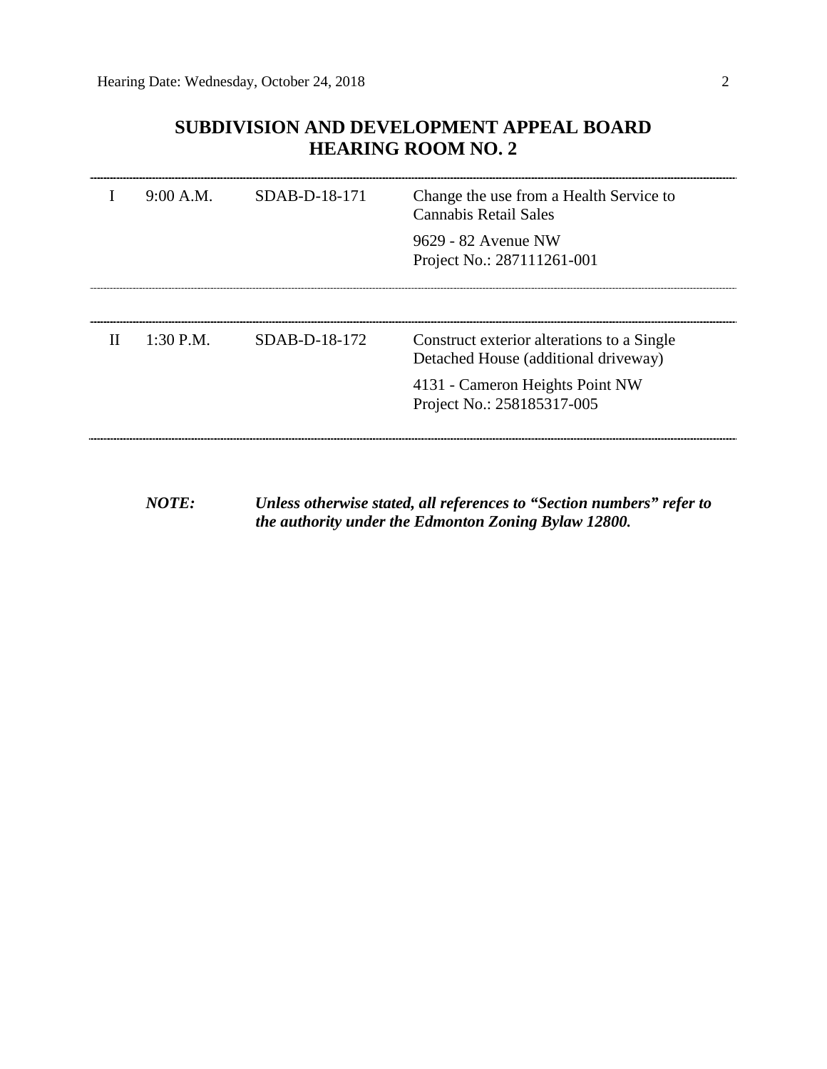## SUBDIVISION AND DEVELOPMENT APPEAL BOARD
## HEARING ROOM NO. 2

| | | | |
|---|---|---|---|
| I | 9:00 A.M. | SDAB-D-18-171 | Change the use from a Health Service to Cannabis Retail Sales<br><br>9629 - 82 Avenue NW<br>Project No.: 287111261-001 |
| II | 1:30 P.M. | SDAB-D-18-172 | Construct exterior alterations to a Single Detached House (additional driveway)<br><br>4131 - Cameron Heights Point NW<br>Project No.: 258185317-005 |

***NOTE:*** ***Unless otherwise stated, all references to "Section numbers" refer to the authority under the Edmonton Zoning Bylaw 12800.***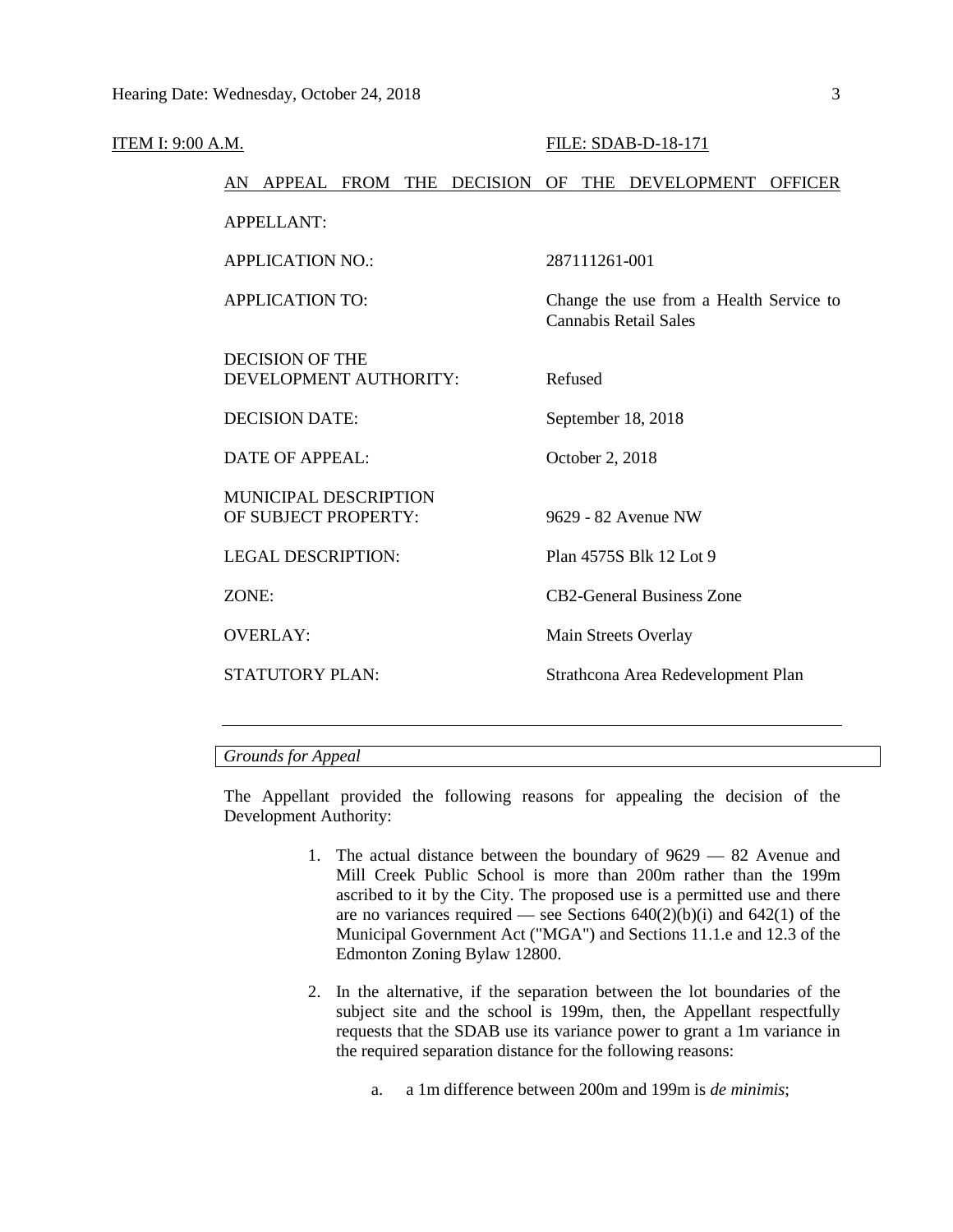ITEM I: 9:00 A.M. FILE: SDAB-D-18-171

AN APPEAL FROM THE DECISION OF THE DEVELOPMENT OFFICER

| | |
|---|---|
| APPELLANT: | |
| APPLICATION NO.: | 287111261-001 |
| APPLICATION TO: | Change the use from a Health Service to Cannabis Retail Sales |
| DECISION OF THE DEVELOPMENT AUTHORITY: | Refused |
| DECISION DATE: | September 18, 2018 |
| DATE OF APPEAL: | October 2, 2018 |
| MUNICIPAL DESCRIPTION OF SUBJECT PROPERTY: | 9629 - 82 Avenue NW |
| LEGAL DESCRIPTION: | Plan 4575S Blk 12 Lot 9 |
| ZONE: | CB2-General Business Zone |
| OVERLAY: | Main Streets Overlay |
| STATUTORY PLAN: | Strathcona Area Redevelopment Plan |

---

*Grounds for Appeal*

The Appellant provided the following reasons for appealing the decision of the Development Authority:

1. The actual distance between the boundary of 9629 — 82 Avenue and Mill Creek Public School is more than 200m rather than the 199m ascribed to it by the City. The proposed use is a permitted use and there are no variances required — see Sections 640(2)(b)(i) and 642(1) of the Municipal Government Act ("MGA") and Sections 11.1.e and 12.3 of the Edmonton Zoning Bylaw 12800.

2. In the alternative, if the separation between the lot boundaries of the subject site and the school is 199m, then, the Appellant respectfully requests that the SDAB use its variance power to grant a 1m variance in the required separation distance for the following reasons:

   a. a 1m difference between 200m and 199m is *de minimis*;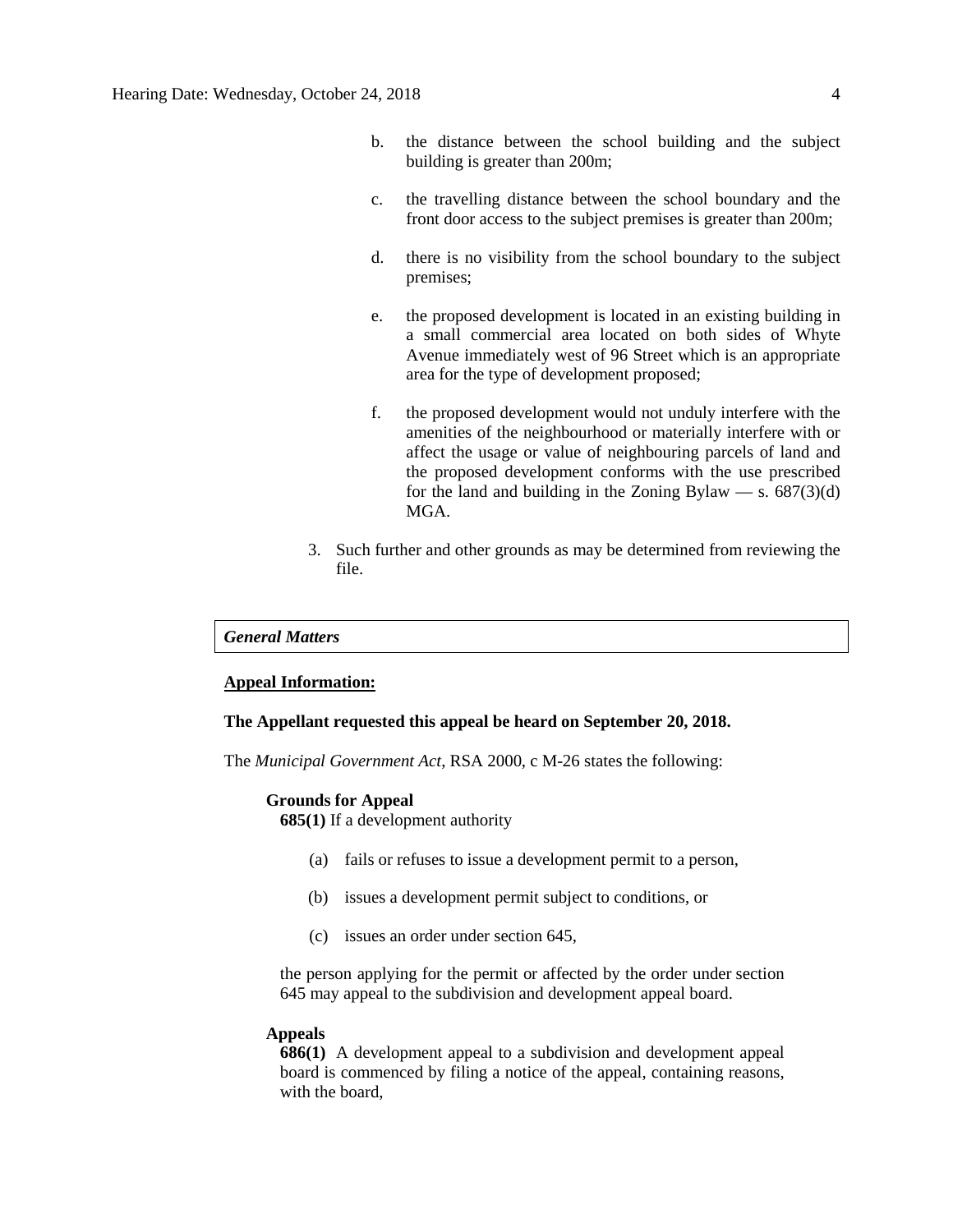b. the distance between the school building and the subject building is greater than 200m;

c. the travelling distance between the school boundary and the front door access to the subject premises is greater than 200m;

d. there is no visibility from the school boundary to the subject premises;

e. the proposed development is located in an existing building in a small commercial area located on both sides of Whyte Avenue immediately west of 96 Street which is an appropriate area for the type of development proposed;

f. the proposed development would not unduly interfere with the amenities of the neighbourhood or materially interfere with or affect the usage or value of neighbouring parcels of land and the proposed development conforms with the use prescribed for the land and building in the Zoning Bylaw — s. 687(3)(d) MGA.

3. Such further and other grounds as may be determined from reviewing the file.

*General Matters*

**Appeal Information:**

**The Appellant requested this appeal be heard on September 20, 2018.**

The *Municipal Government Act*, RSA 2000, c M-26 states the following:

**Grounds for Appeal**

**685(1)** If a development authority

(a) fails or refuses to issue a development permit to a person,

(b) issues a development permit subject to conditions, or

(c) issues an order under section 645,

the person applying for the permit or affected by the order under section 645 may appeal to the subdivision and development appeal board.

**Appeals**

**686(1)** A development appeal to a subdivision and development appeal board is commenced by filing a notice of the appeal, containing reasons, with the board,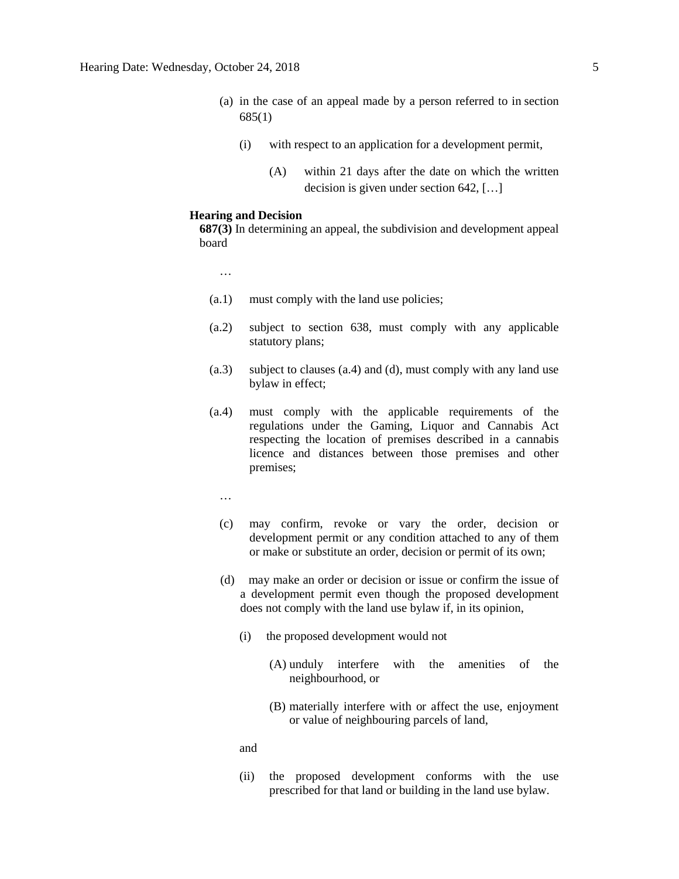(a) in the case of an appeal made by a person referred to in section 685(1)

(i) with respect to an application for a development permit,

(A) within 21 days after the date on which the written decision is given under section 642, […]

**Hearing and Decision**

**687(3)** In determining an appeal, the subdivision and development appeal board

…

(a.1) must comply with the land use policies;

(a.2) subject to section 638, must comply with any applicable statutory plans;

(a.3) subject to clauses (a.4) and (d), must comply with any land use bylaw in effect;

(a.4) must comply with the applicable requirements of the regulations under the Gaming, Liquor and Cannabis Act respecting the location of premises described in a cannabis licence and distances between those premises and other premises;

…

(c) may confirm, revoke or vary the order, decision or development permit or any condition attached to any of them or make or substitute an order, decision or permit of its own;

(d) may make an order or decision or issue or confirm the issue of a development permit even though the proposed development does not comply with the land use bylaw if, in its opinion,

(i) the proposed development would not

(A) unduly interfere with the amenities of the neighbourhood, or

(B) materially interfere with or affect the use, enjoyment or value of neighbouring parcels of land,

and

(ii) the proposed development conforms with the use prescribed for that land or building in the land use bylaw.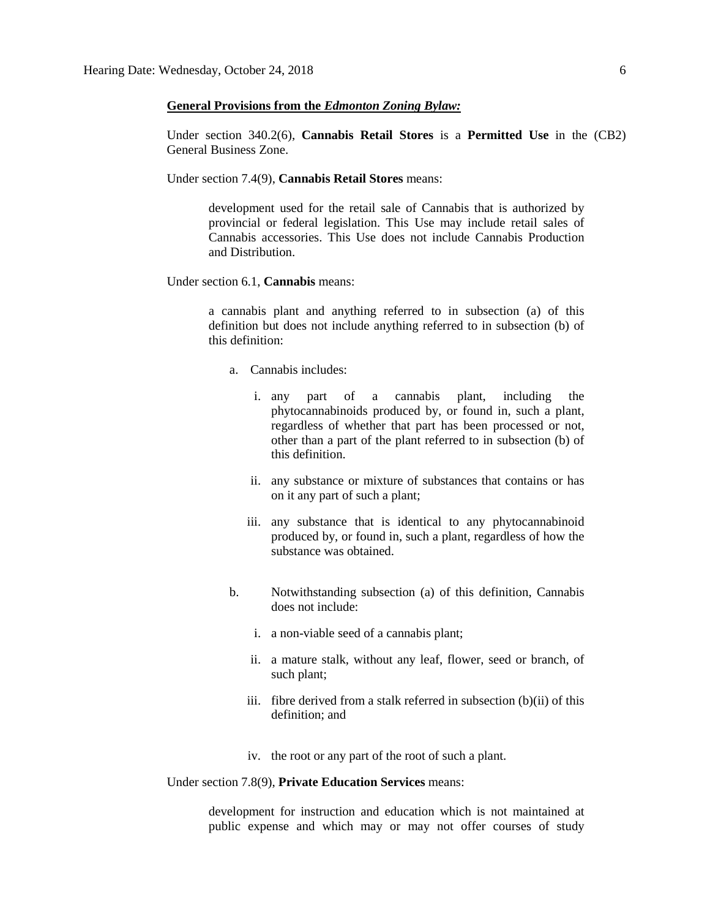**General Provisions from the *Edmonton Zoning Bylaw:***

Under section 340.2(6), **Cannabis Retail Stores** is a **Permitted Use** in the (CB2) General Business Zone.

Under section 7.4(9), **Cannabis Retail Stores** means:

> development used for the retail sale of Cannabis that is authorized by provincial or federal legislation. This Use may include retail sales of Cannabis accessories. This Use does not include Cannabis Production and Distribution.

Under section 6.1, **Cannabis** means:

> a cannabis plant and anything referred to in subsection (a) of this definition but does not include anything referred to in subsection (b) of this definition:
>
> a. Cannabis includes:
>
> i. any part of a cannabis plant, including the phytocannabinoids produced by, or found in, such a plant, regardless of whether that part has been processed or not, other than a part of the plant referred to in subsection (b) of this definition.
>
> ii. any substance or mixture of substances that contains or has on it any part of such a plant;
>
> iii. any substance that is identical to any phytocannabinoid produced by, or found in, such a plant, regardless of how the substance was obtained.
>
> b. Notwithstanding subsection (a) of this definition, Cannabis does not include:
>
> i. a non-viable seed of a cannabis plant;
>
> ii. a mature stalk, without any leaf, flower, seed or branch, of such plant;
>
> iii. fibre derived from a stalk referred in subsection (b)(ii) of this definition; and
>
> iv. the root or any part of the root of such a plant.

Under section 7.8(9), **Private Education Services** means:

> development for instruction and education which is not maintained at public expense and which may or may not offer courses of study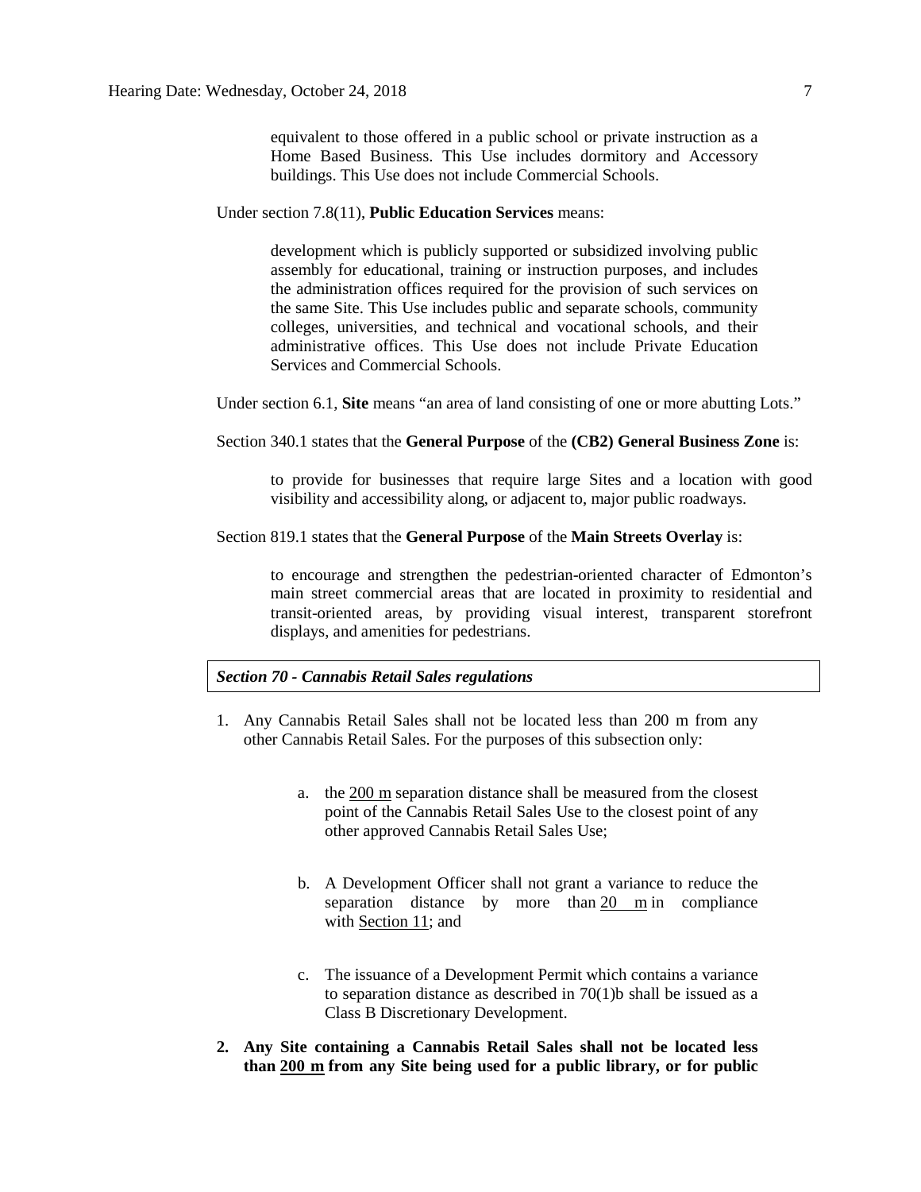equivalent to those offered in a public school or private instruction as a Home Based Business. This Use includes dormitory and Accessory buildings. This Use does not include Commercial Schools.

Under section 7.8(11), **Public Education Services** means:

> development which is publicly supported or subsidized involving public assembly for educational, training or instruction purposes, and includes the administration offices required for the provision of such services on the same Site. This Use includes public and separate schools, community colleges, universities, and technical and vocational schools, and their administrative offices. This Use does not include Private Education Services and Commercial Schools.

Under section 6.1, **Site** means "an area of land consisting of one or more abutting Lots."

Section 340.1 states that the **General Purpose** of the **(CB2) General Business Zone** is:

> to provide for businesses that require large Sites and a location with good visibility and accessibility along, or adjacent to, major public roadways.

Section 819.1 states that the **General Purpose** of the **Main Streets Overlay** is:

> to encourage and strengthen the pedestrian-oriented character of Edmonton's main street commercial areas that are located in proximity to residential and transit-oriented areas, by providing visual interest, transparent storefront displays, and amenities for pedestrians.

***Section 70 - Cannabis Retail Sales regulations***

1. Any Cannabis Retail Sales shall not be located less than 200 m from any other Cannabis Retail Sales. For the purposes of this subsection only:

    a. the 200 m separation distance shall be measured from the closest point of the Cannabis Retail Sales Use to the closest point of any other approved Cannabis Retail Sales Use;

    b. A Development Officer shall not grant a variance to reduce the separation distance by more than 20 m in compliance with Section 11; and

    c. The issuance of a Development Permit which contains a variance to separation distance as described in 70(1)b shall be issued as a Class B Discretionary Development.

2. **Any Site containing a Cannabis Retail Sales shall not be located less than 200 m from any Site being used for a public library, or for public**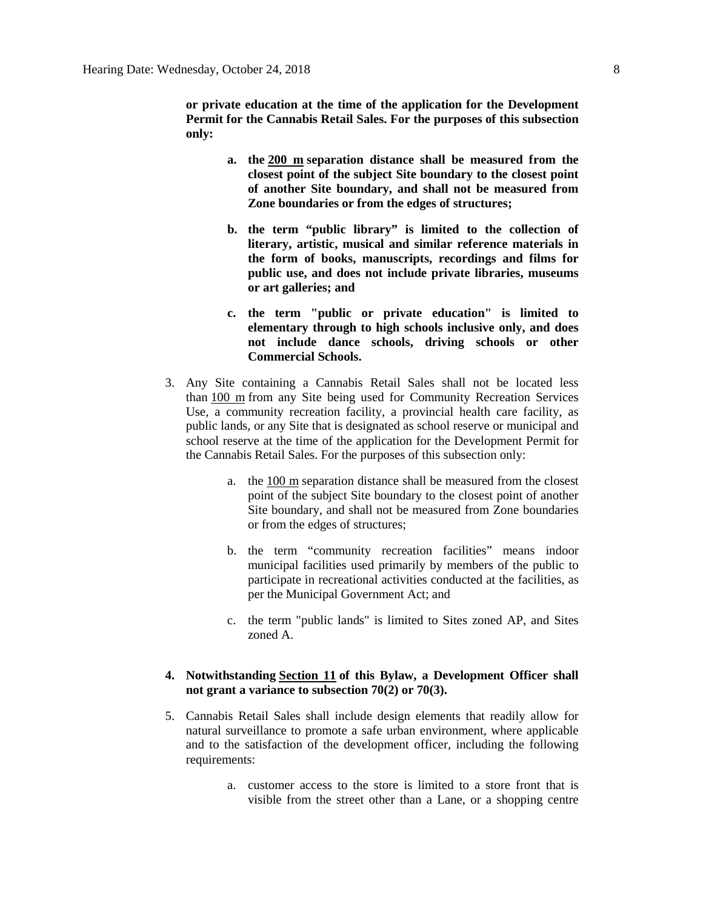**or private education at the time of the application for the Development Permit for the Cannabis Retail Sales. For the purposes of this subsection only:**

> **a. the 200 m separation distance shall be measured from the closest point of the subject Site boundary to the closest point of another Site boundary, and shall not be measured from Zone boundaries or from the edges of structures;**
>
> **b. the term "public library" is limited to the collection of literary, artistic, musical and similar reference materials in the form of books, manuscripts, recordings and films for public use, and does not include private libraries, museums or art galleries; and**
>
> **c. the term "public or private education" is limited to elementary through to high schools inclusive only, and does not include dance schools, driving schools or other Commercial Schools.**

3. Any Site containing a Cannabis Retail Sales shall not be located less than 100 m from any Site being used for Community Recreation Services Use, a community recreation facility, a provincial health care facility, as public lands, or any Site that is designated as school reserve or municipal and school reserve at the time of the application for the Development Permit for the Cannabis Retail Sales. For the purposes of this subsection only:

   a. the 100 m separation distance shall be measured from the closest point of the subject Site boundary to the closest point of another Site boundary, and shall not be measured from Zone boundaries or from the edges of structures;

   b. the term "community recreation facilities" means indoor municipal facilities used primarily by members of the public to participate in recreational activities conducted at the facilities, as per the Municipal Government Act; and

   c. the term "public lands" is limited to Sites zoned AP, and Sites zoned A.

4. **Notwithstanding Section 11 of this Bylaw, a Development Officer shall not grant a variance to subsection 70(2) or 70(3).**

5. Cannabis Retail Sales shall include design elements that readily allow for natural surveillance to promote a safe urban environment, where applicable and to the satisfaction of the development officer, including the following requirements:

   a. customer access to the store is limited to a store front that is visible from the street other than a Lane, or a shopping centre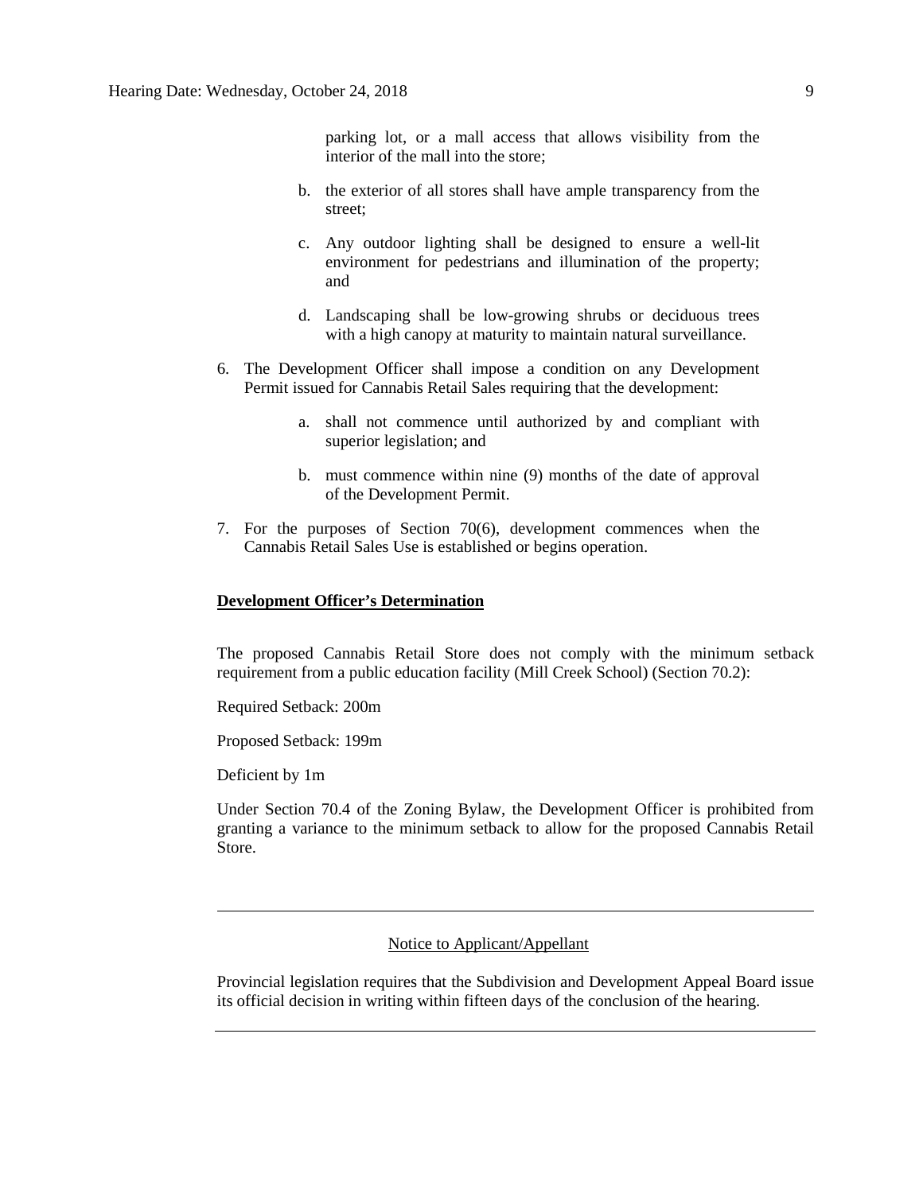parking lot, or a mall access that allows visibility from the interior of the mall into the store;

b. the exterior of all stores shall have ample transparency from the street;

c. Any outdoor lighting shall be designed to ensure a well-lit environment for pedestrians and illumination of the property; and

d. Landscaping shall be low-growing shrubs or deciduous trees with a high canopy at maturity to maintain natural surveillance.

6. The Development Officer shall impose a condition on any Development Permit issued for Cannabis Retail Sales requiring that the development:

   a. shall not commence until authorized by and compliant with superior legislation; and

   b. must commence within nine (9) months of the date of approval of the Development Permit.

7. For the purposes of Section 70(6), development commences when the Cannabis Retail Sales Use is established or begins operation.

**Development Officer's Determination**

The proposed Cannabis Retail Store does not comply with the minimum setback requirement from a public education facility (Mill Creek School) (Section 70.2):

Required Setback: 200m

Proposed Setback: 199m

Deficient by 1m

Under Section 70.4 of the Zoning Bylaw, the Development Officer is prohibited from granting a variance to the minimum setback to allow for the proposed Cannabis Retail Store.

---

Notice to Applicant/Appellant

Provincial legislation requires that the Subdivision and Development Appeal Board issue its official decision in writing within fifteen days of the conclusion of the hearing.

---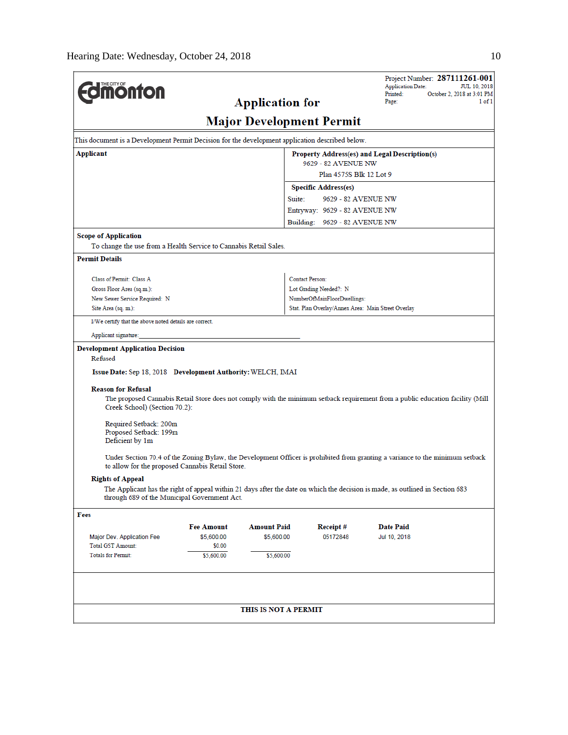Project Number: **287111261-001**
Application Date: JUL 10, 2018
Printed: October 2, 2018 at 3:01 PM
Page: 1 of 1

THE CITY OF Edmonton

# Application for
# Major Development Permit

This document is a Development Permit Decision for the development application described below.

**Applicant**

**Property Address(es) and Legal Description(s)**
9629 - 82 AVENUE NW
Plan 4575S Blk 12 Lot 9

**Specific Address(es)**
Suite: 9629 - 82 AVENUE NW
Entryway: 9629 - 82 AVENUE NW
Building: 9629 - 82 AVENUE NW

**Scope of Application**

To change the use from a Health Service to Cannabis Retail Sales.

**Permit Details**

| | |
|---|---|
| Class of Permit: Class A | Contact Person: |
| Gross Floor Area (sq.m.): | Lot Grading Needed?: N |
| New Sewer Service Required: N | NumberOfMainFloorDwellings: |
| Site Area (sq. m.): | Stat. Plan Overlay/Annex Area: Main Street Overlay |

I/We certify that the above noted details are correct.

Applicant signature:_______________________________________________

**Development Application Decision**

Refused

**Issue Date:** Sep 18, 2018 **Development Authority:** WELCH, IMAI

**Reason for Refusal**

The proposed Cannabis Retail Store does not comply with the minimum setback requirement from a public education facility (Mill Creek School) (Section 70.2):

Required Setback: 200m
Proposed Setback: 199m
Deficient by 1m

Under Section 70.4 of the Zoning Bylaw, the Development Officer is prohibited from granting a variance to the minimum setback to allow for the proposed Cannabis Retail Store.

**Rights of Appeal**

The Applicant has the right of appeal within 21 days after the date on which the decision is made, as outlined in Section 683 through 689 of the Municipal Government Act.

**Fees**

| | Fee Amount | Amount Paid | Receipt # | Date Paid |
|---|---|---|---|---|
| Major Dev. Application Fee | $5,600.00 | $5,600.00 | 05172848 | Jul 10, 2018 |
| Total GST Amount: | $0.00 | | | |
| Totals for Permit: | $5,600.00 | $5,600.00 | | |

**THIS IS NOT A PERMIT**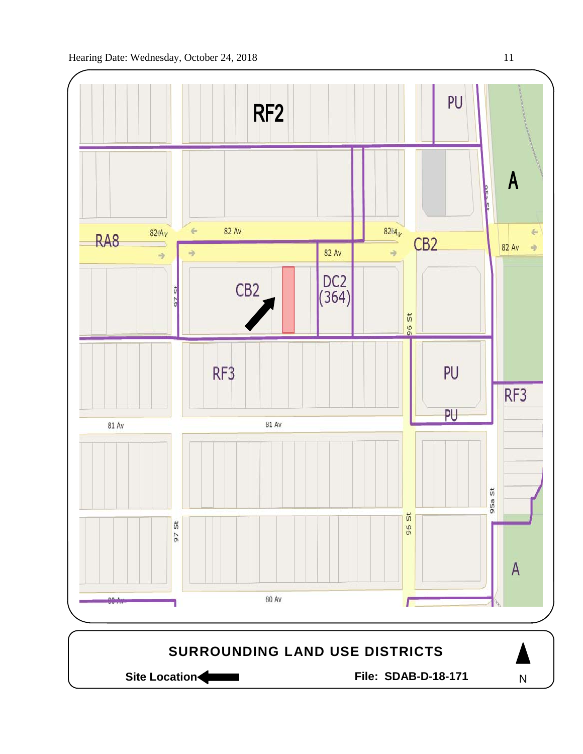RF2

PU

A

RA8

82 Av

82 Av

82 Av

82 Av

CB2

82 Av

CB2

DC2 (364)

97 St

96 St

RF3

PU

RF3

PU

81 Av

81 Av

95a St

97 St

96 St

A

80 Av

80 Av

**SURROUNDING LAND USE DISTRICTS**

**Site Location** ←

**File: SDAB-D-18-171**

N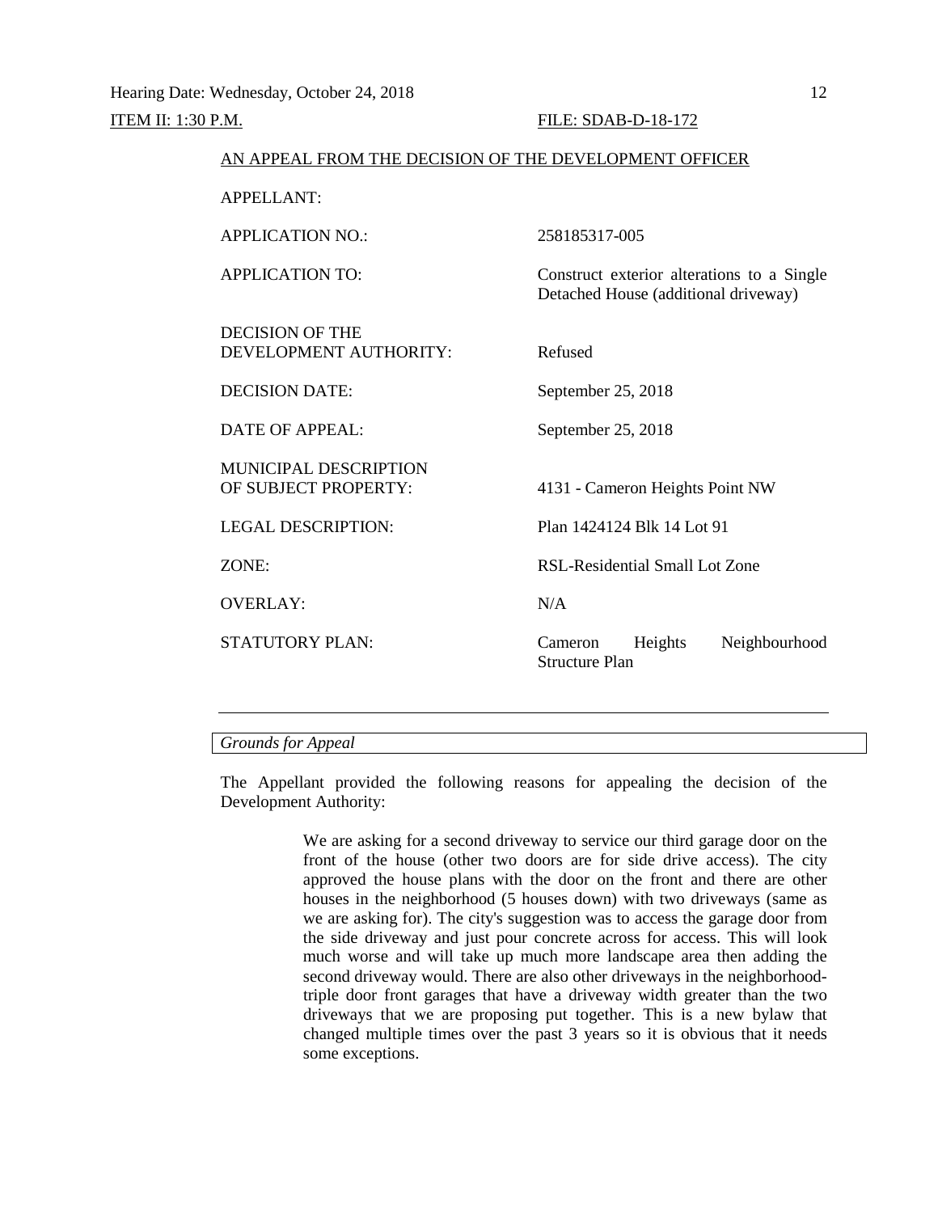Hearing Date: Wednesday, October 24, 2018

ITEM II: 1:30 P.M. FILE: SDAB-D-18-172

AN APPEAL FROM THE DECISION OF THE DEVELOPMENT OFFICER

| | |
|---|---|
| APPELLANT: | |
| APPLICATION NO.: | 258185317-005 |
| APPLICATION TO: | Construct exterior alterations to a Single Detached House (additional driveway) |
| DECISION OF THE DEVELOPMENT AUTHORITY: | Refused |
| DECISION DATE: | September 25, 2018 |
| DATE OF APPEAL: | September 25, 2018 |
| MUNICIPAL DESCRIPTION OF SUBJECT PROPERTY: | 4131 - Cameron Heights Point NW |
| LEGAL DESCRIPTION: | Plan 1424124 Blk 14 Lot 91 |
| ZONE: | RSL-Residential Small Lot Zone |
| OVERLAY: | N/A |
| STATUTORY PLAN: | Cameron Heights Neighbourhood Structure Plan |

---

*Grounds for Appeal*

The Appellant provided the following reasons for appealing the decision of the Development Authority:

> We are asking for a second driveway to service our third garage door on the front of the house (other two doors are for side drive access). The city approved the house plans with the door on the front and there are other houses in the neighborhood (5 houses down) with two driveways (same as we are asking for). The city's suggestion was to access the garage door from the side driveway and just pour concrete across for access. This will look much worse and will take up much more landscape area then adding the second driveway would. There are also other driveways in the neighborhood- triple door front garages that have a driveway width greater than the two driveways that we are proposing put together. This is a new bylaw that changed multiple times over the past 3 years so it is obvious that it needs some exceptions.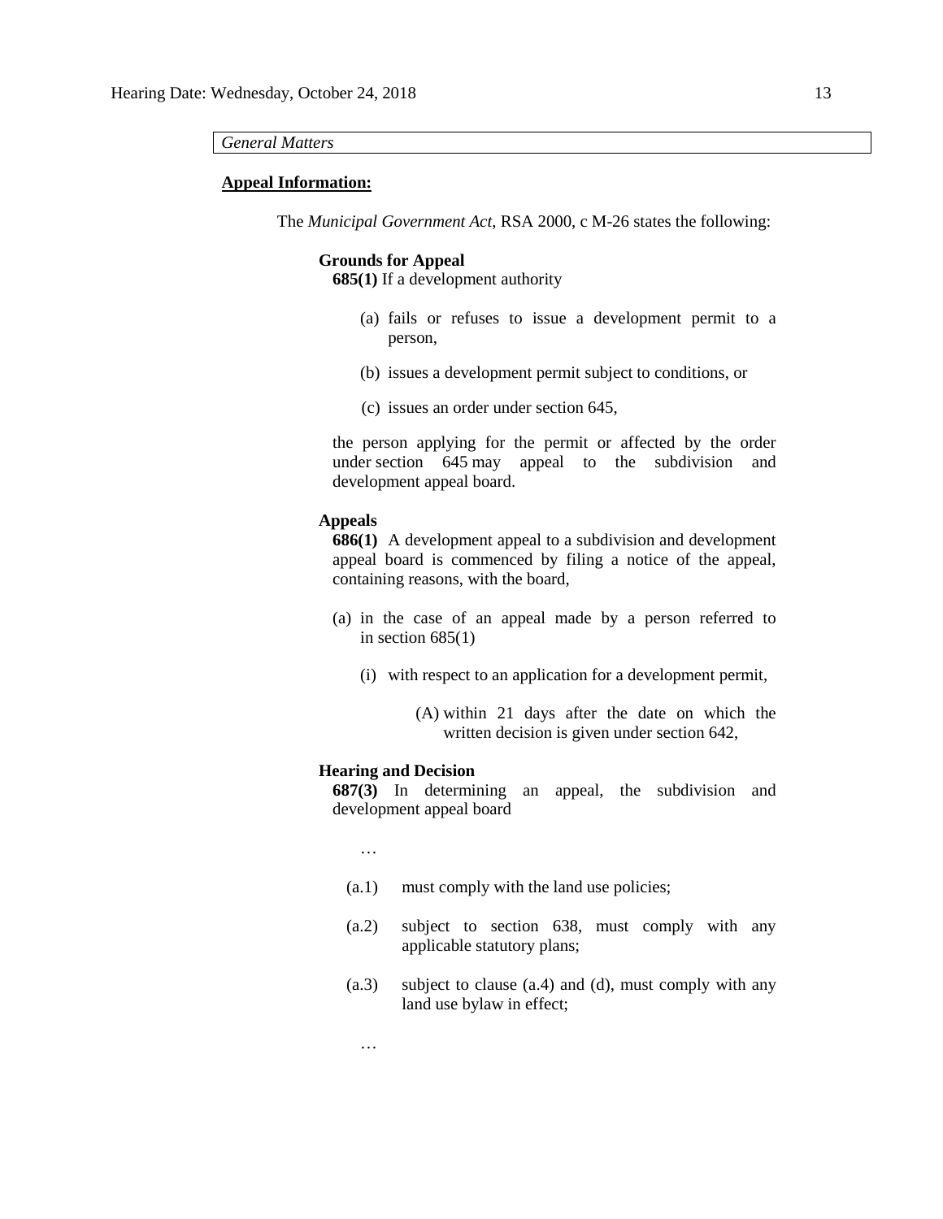*General Matters*

**Appeal Information:**

The *Municipal Government Act*, RSA 2000, c M-26 states the following:

**Grounds for Appeal**

**685(1)** If a development authority

(a) fails or refuses to issue a development permit to a person,

(b) issues a development permit subject to conditions, or

(c) issues an order under section 645,

the person applying for the permit or affected by the order under section 645 may appeal to the subdivision and development appeal board.

**Appeals**

**686(1)** A development appeal to a subdivision and development appeal board is commenced by filing a notice of the appeal, containing reasons, with the board,

(a) in the case of an appeal made by a person referred to in section 685(1)

(i) with respect to an application for a development permit,

(A) within 21 days after the date on which the written decision is given under section 642,

**Hearing and Decision**

**687(3)** In determining an appeal, the subdivision and development appeal board

…

(a.1) must comply with the land use policies;

(a.2) subject to section 638, must comply with any applicable statutory plans;

(a.3) subject to clause (a.4) and (d), must comply with any land use bylaw in effect;

…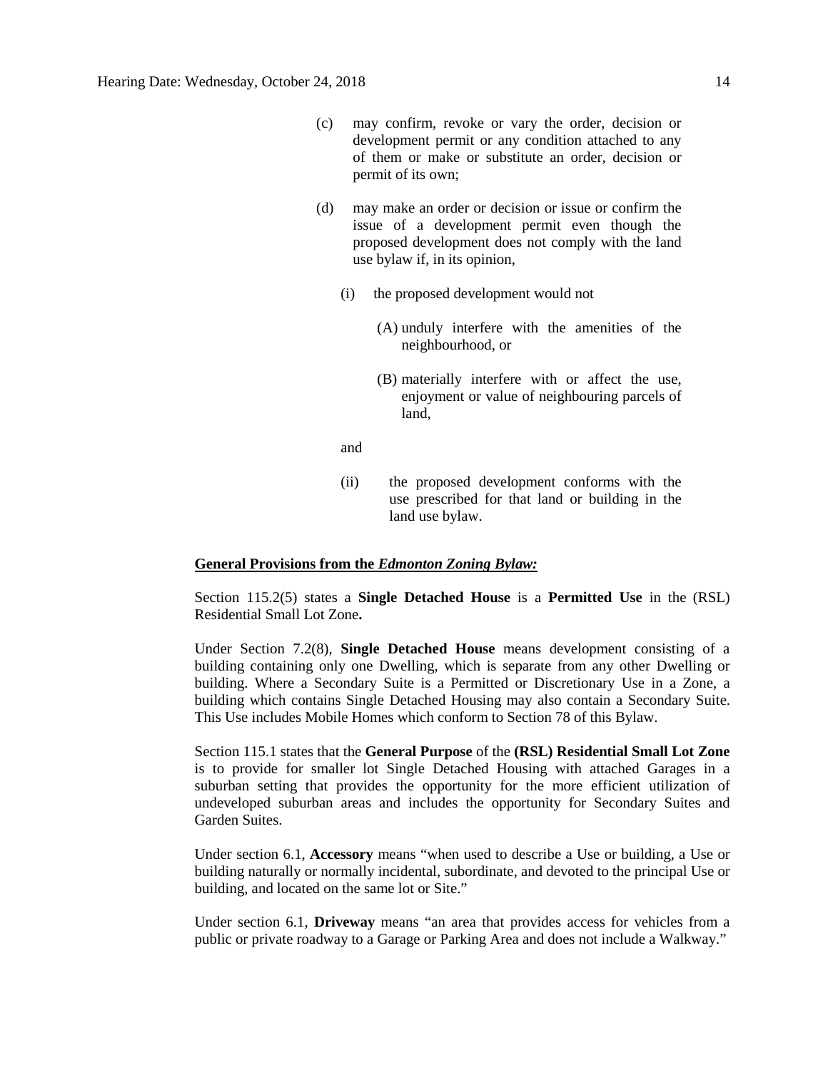(c) may confirm, revoke or vary the order, decision or development permit or any condition attached to any of them or make or substitute an order, decision or permit of its own;

(d) may make an order or decision or issue or confirm the issue of a development permit even though the proposed development does not comply with the land use bylaw if, in its opinion,

(i) the proposed development would not

(A) unduly interfere with the amenities of the neighbourhood, or

(B) materially interfere with or affect the use, enjoyment or value of neighbouring parcels of land,

and

(ii) the proposed development conforms with the use prescribed for that land or building in the land use bylaw.

**General Provisions from the *Edmonton Zoning Bylaw:***

Section 115.2(5) states a **Single Detached House** is a **Permitted Use** in the (RSL) Residential Small Lot Zone**.**

Under Section 7.2(8), **Single Detached House** means development consisting of a building containing only one Dwelling, which is separate from any other Dwelling or building. Where a Secondary Suite is a Permitted or Discretionary Use in a Zone, a building which contains Single Detached Housing may also contain a Secondary Suite. This Use includes Mobile Homes which conform to Section 78 of this Bylaw.

Section 115.1 states that the **General Purpose** of the **(RSL) Residential Small Lot Zone** is to provide for smaller lot Single Detached Housing with attached Garages in a suburban setting that provides the opportunity for the more efficient utilization of undeveloped suburban areas and includes the opportunity for Secondary Suites and Garden Suites.

Under section 6.1, **Accessory** means "when used to describe a Use or building, a Use or building naturally or normally incidental, subordinate, and devoted to the principal Use or building, and located on the same lot or Site."

Under section 6.1, **Driveway** means "an area that provides access for vehicles from a public or private roadway to a Garage or Parking Area and does not include a Walkway."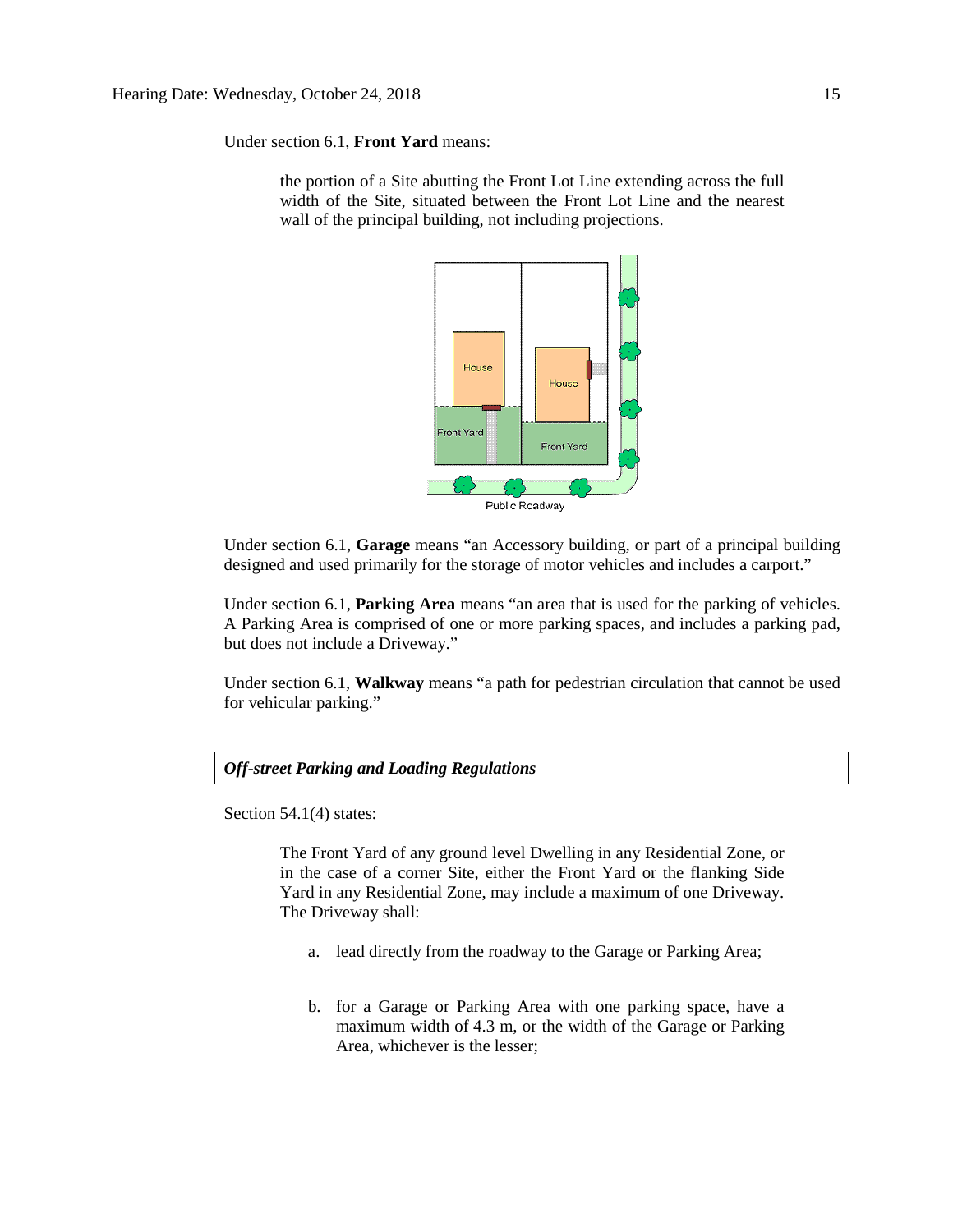Under section 6.1, **Front Yard** means:

> the portion of a Site abutting the Front Lot Line extending across the full width of the Site, situated between the Front Lot Line and the nearest wall of the principal building, not including projections.

Under section 6.1, **Garage** means "an Accessory building, or part of a principal building designed and used primarily for the storage of motor vehicles and includes a carport."

Under section 6.1, **Parking Area** means "an area that is used for the parking of vehicles. A Parking Area is comprised of one or more parking spaces, and includes a parking pad, but does not include a Driveway."

Under section 6.1, **Walkway** means "a path for pedestrian circulation that cannot be used for vehicular parking."

***Off-street Parking and Loading Regulations***

Section 54.1(4) states:

> The Front Yard of any ground level Dwelling in any Residential Zone, or in the case of a corner Site, either the Front Yard or the flanking Side Yard in any Residential Zone, may include a maximum of one Driveway. The Driveway shall:
>
> a. lead directly from the roadway to the Garage or Parking Area;
>
> b. for a Garage or Parking Area with one parking space, have a maximum width of 4.3 m, or the width of the Garage or Parking Area, whichever is the lesser;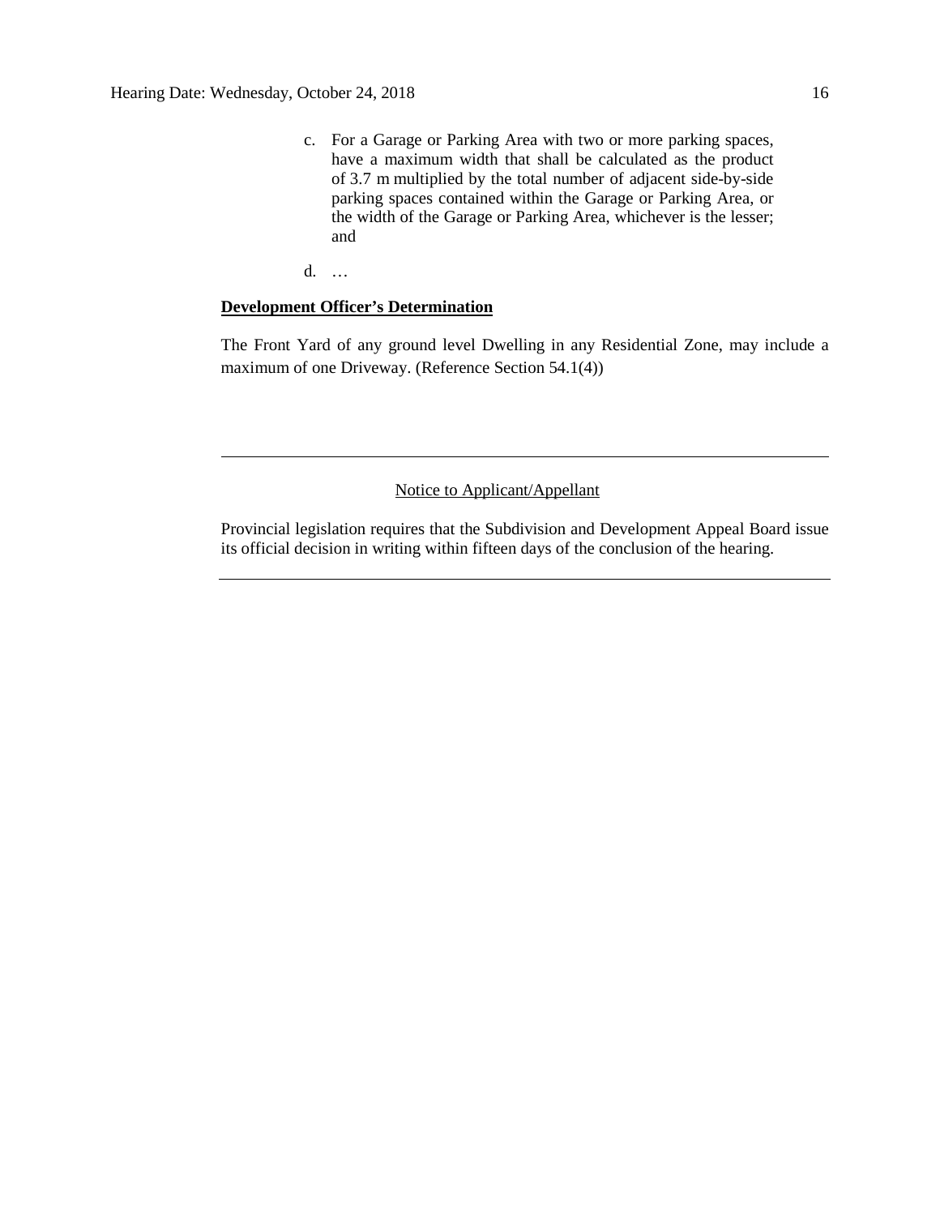c. For a Garage or Parking Area with two or more parking spaces, have a maximum width that shall be calculated as the product of 3.7 m multiplied by the total number of adjacent side-by-side parking spaces contained within the Garage or Parking Area, or the width of the Garage or Parking Area, whichever is the lesser; and

d. …

**Development Officer's Determination**

The Front Yard of any ground level Dwelling in any Residential Zone, may include a maximum of one Driveway. (Reference Section 54.1(4))

---

Notice to Applicant/Appellant

Provincial legislation requires that the Subdivision and Development Appeal Board issue its official decision in writing within fifteen days of the conclusion of the hearing.

---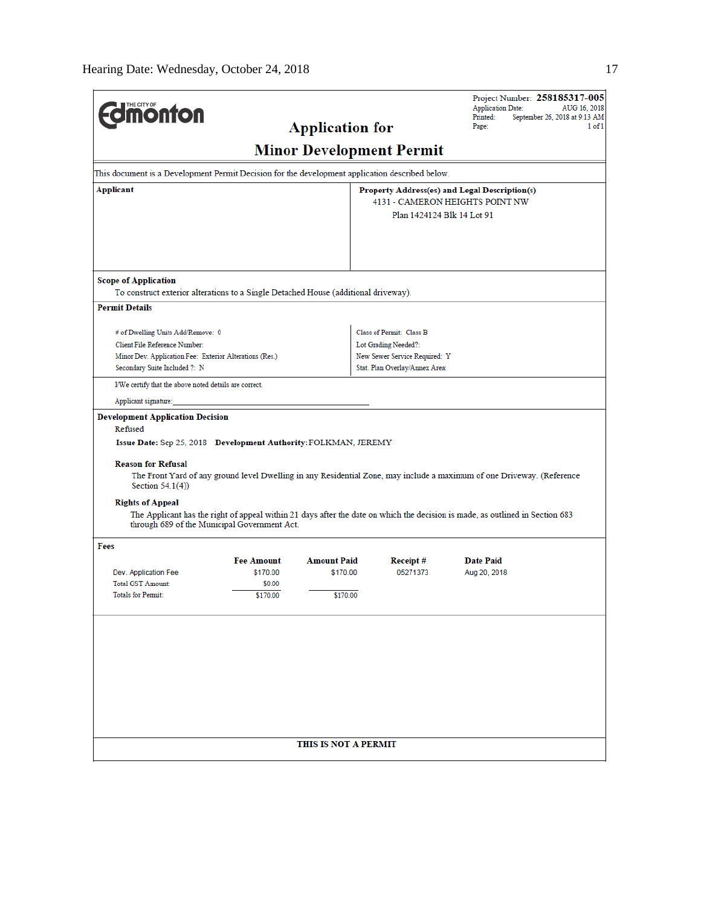Project Number: **258185317-005**
Application Date: AUG 16, 2018
Printed: September 26, 2018 at 9:13 AM
Page: 1 of 1

THE CITY OF Edmonton

# Application for
# Minor Development Permit

This document is a Development Permit Decision for the development application described below.

| **Applicant** | **Property Address(es) and Legal Description(s)** |
|---|---|
| | 4131 - CAMERON HEIGHTS POINT NW<br>Plan 1424124 Blk 14 Lot 91 |

**Scope of Application**

To construct exterior alterations to a Single Detached House (additional driveway).

**Permit Details**

| | |
|---|---|
| # of Dwelling Units Add/Remove: 0 | Class of Permit: Class B |
| Client File Reference Number: | Lot Grading Needed?: |
| Minor Dev. Application Fee: Exterior Alterations (Res.) | New Sewer Service Required: Y |
| Secondary Suite Included ?: N | Stat. Plan Overlay/Annex Area: |

I/We certify that the above noted details are correct.

Applicant signature:_______________________________

**Development Application Decision**

Refused

**Issue Date:** Sep 25, 2018 **Development Authority:** FOLKMAN, JEREMY

**Reason for Refusal**

The Front Yard of any ground level Dwelling in any Residential Zone, may include a maximum of one Driveway. (Reference Section 54.1(4))

**Rights of Appeal**

The Applicant has the right of appeal within 21 days after the date on which the decision is made, as outlined in Section 683 through 689 of the Municipal Government Act.

**Fees**

| | Fee Amount | Amount Paid | Receipt # | Date Paid |
|---|---|---|---|---|
| Dev. Application Fee | $170.00 | $170.00 | 05271373 | Aug 20, 2018 |
| Total GST Amount: | $0.00 | | | |
| Totals for Permit: | $170.00 | $170.00 | | |

**THIS IS NOT A PERMIT**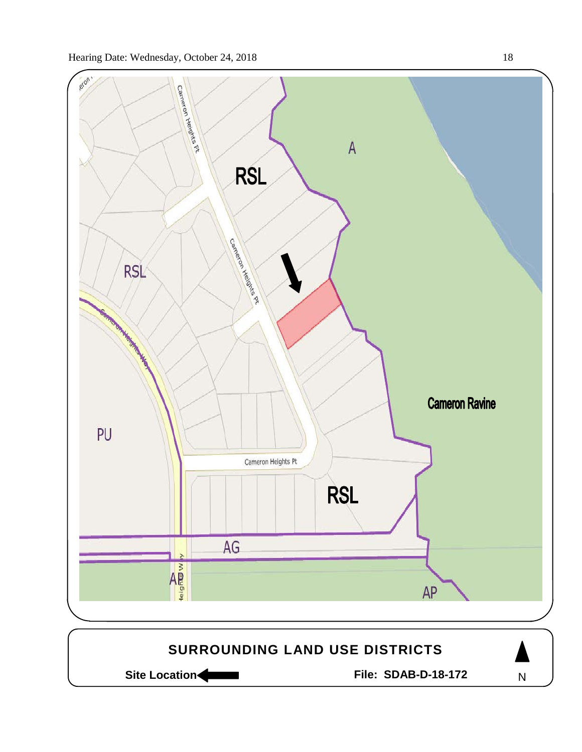Cameron Heights Pt

RSL

A

RSL

Cameron Heights Pt

Cameron Heights Way

Cameron Ravine

PU

Cameron Heights Pt

RSL

AG

AP

AP

Heights Way

## SURROUNDING LAND USE DISTRICTS

**Site Location**

**File: SDAB-D-18-172**

N